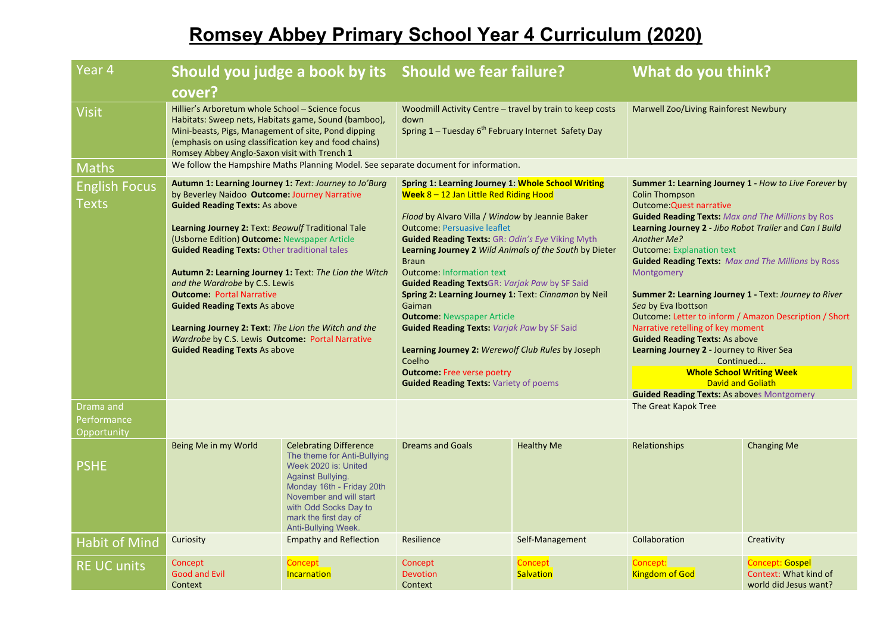# Romsey Abbey Primary School Year 4 Curriculum (2020)

| Year 4 | Should you judge a book by its cover? | | Should we fear failure? | | What do you think? | |
|---|---|---|---|---|---|---|
| Visit | Hillier's Arboretum whole School – Science focus Habitats: Sweep nets, Habitats game, Sound (bamboo), Mini-beasts, Pigs, Management of site, Pond dipping (emphasis on using classification key and food chains) Romsey Abbey Anglo-Saxon visit with Trench 1 | | Woodmill Activity Centre – travel by train to keep costs down<br>Spring 1 – Tuesday 6th February Internet Safety Day | | Marwell Zoo/Living Rainforest Newbury | |
| Maths | We follow the Hampshire Maths Planning Model. See separate document for information. | | | | | |
| English Focus Texts | **Autumn 1: Learning Journey 1:** *Text: Journey to Jo'Burg* by Beverley Naidoo **Outcome:** Journey Narrative<br>**Guided Reading Texts:** As above<br><br>**Learning Journey 2:** Text: *Beowulf* Traditional Tale (Usborne Edition) **Outcome:** Newspaper Article<br>**Guided Reading Texts:** Other traditional tales<br><br>**Autumn 2: Learning Journey 1:** Text: *The Lion the Witch and the Wardrobe* by C.S. Lewis<br>**Outcome:** Portal Narrative<br>**Guided Reading Texts** As above<br><br>**Learning Journey 2: Text**: *The Lion the Witch and the Wardrobe* by C.S. Lewis **Outcome:** Portal Narrative<br>**Guided Reading Texts** As above | | **Spring 1: Learning Journey 1: Whole School Writing Week** 8 – 12 Jan Little Red Riding Hood<br><br>*Flood* by Alvaro Villa / *Window* by Jeannie Baker<br>Outcome: Persuasive leaflet<br>**Guided Reading Texts:** GR: *Odin's Eye* Viking Myth<br>**Learning Journey 2** *Wild Animals of the South* by Dieter Braun<br>Outcome: Information text<br>**Guided Reading Texts**GR: *Varjak Paw* by SF Said<br>**Spring 2: Learning Journey 1:** Text: *Cinnamon* by Neil Gaiman<br>**Outcome**: Newspaper Article<br>**Guided Reading Texts:** *Varjak Paw* by SF Said<br><br>**Learning Journey 2:** *Werewolf Club Rules* by Joseph Coelho<br>**Outcome:** Free verse poetry<br>**Guided Reading Texts:** Variety of poems | | **Summer 1: Learning Journey 1 -** *How to Live Forever* by Colin Thompson<br>Outcome:Quest narrative<br>**Guided Reading Texts:** *Max and The Millions* by Ros<br>**Learning Journey 2 -** *Jibo Robot Trailer* and *Can I Build Another Me?*<br>Outcome: Explanation text<br>**Guided Reading Texts:** *Max and The Millions* by Ross Montgomery<br><br>**Summer 2: Learning Journey 1 -** Text: *Journey to River Sea* by Eva Ibottson<br>Outcome: Letter to inform / Amazon Description / Short Narrative retelling of key moment<br>**Guided Reading Texts:** As above<br>**Learning Journey 2 -** Journey to River Sea Continued…<br>**Whole School Writing Week**<br>David and Goliath<br>**Guided Reading Texts:** As aboves Montgomery | |
| Drama and Performance Opportunity | | | | | The Great Kapok Tree | |
| PSHE | Being Me in my World | Celebrating Difference<br>The theme for Anti-Bullying Week 2020 is: United Against Bullying. Monday 16th - Friday 20th November and will start with Odd Socks Day to mark the first day of Anti-Bullying Week. | Dreams and Goals | Healthy Me | Relationships | Changing Me |
| Habit of Mind | Curiosity | Empathy and Reflection | Resilience | Self-Management | Collaboration | Creativity |
| RE UC units | Concept<br>Good and Evil<br>Context | Concept<br>Incarnation | Concept<br>Devotion<br>Context | Concept<br>Salvation | Concept:<br>Kingdom of God | Concept: Gospel<br>Context: What kind of world did Jesus want? |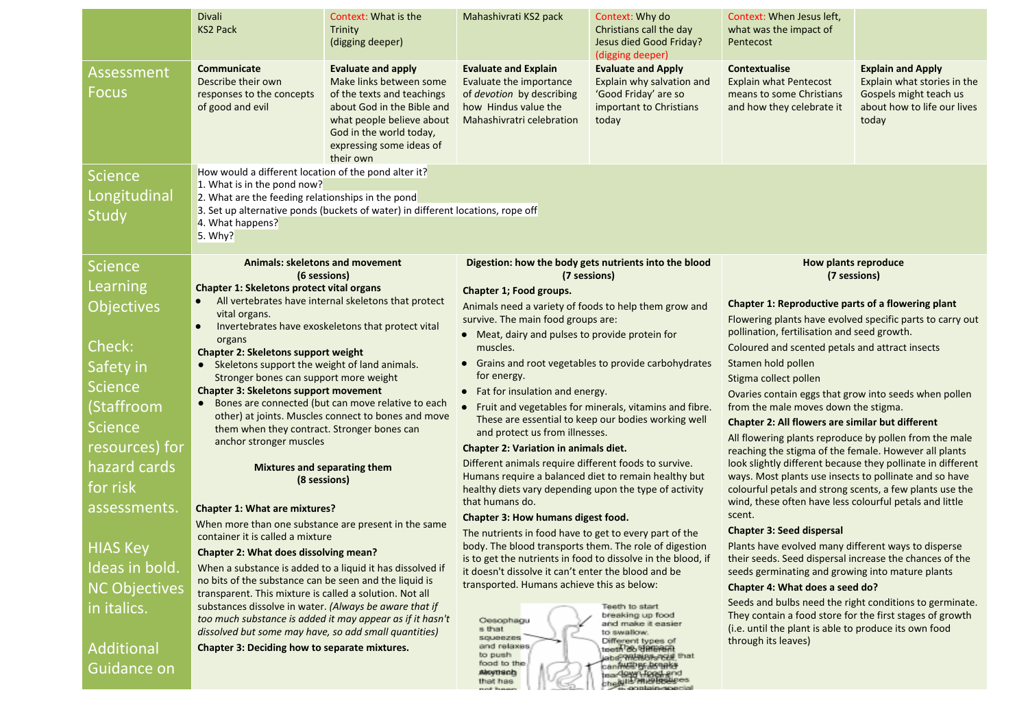| | Divali KS2 Pack | Context: What is the Trinity (digging deeper) | Mahashivrati KS2 pack | Context: Why do Christians call the day Jesus died Good Friday? (digging deeper) | Context: When Jesus left, what was the impact of Pentecost | |
|---|---|---|---|---|---|---|
| Assessment Focus | **Communicate** Describe their own responses to the concepts of good and evil | **Evaluate and apply** Make links between some of the texts and teachings about God in the Bible and what people believe about God in the world today, expressing some ideas of their own | **Evaluate and Explain** Evaluate the importance of *devotion* by describing how Hindus value the Mahashivratri celebration | **Evaluate and Apply** Explain why salvation and 'Good Friday' are so important to Christians today | **Contextualise** Explain what Pentecost means to some Christians and how they celebrate it | **Explain and Apply** Explain what stories in the Gospels might teach us about how to life our lives today |
| Science Longitudinal Study | How would a different location of the pond alter it?<br>1. What is in the pond now?<br>2. What are the feeding relationships in the pond<br>3. Set up alternative ponds (buckets of water) in different locations, rope off<br>4. What happens?<br>5. Why? | | | | | |
| Science Learning Objectives<br><br>Check: Safety in Science (Staffroom Science resources) for hazard cards for risk assessments.<br><br>HIAS Key Ideas in bold. NC Objectives in italics.<br><br>Additional Guidance on | **Animals: skeletons and movement (6 sessions)**<br>**Chapter 1: Skeletons protect vital organs**<br>• All vertebrates have internal skeletons that protect vital organs.<br>• Invertebrates have exoskeletons that protect vital organs<br>**Chapter 2: Skeletons support weight**<br>• Skeletons support the weight of land animals. Stronger bones can support more weight<br>**Chapter 3: Skeletons support movement**<br>• Bones are connected (but can move relative to each other) at joints. Muscles connect to bones and move them when they contract. Stronger bones can anchor stronger muscles<br><br>**Mixtures and separating them (8 sessions)**<br><br>**Chapter 1: What are mixtures?**<br>When more than one substance are present in the same container it is called a mixture<br>**Chapter 2: What does dissolving mean?**<br>When a substance is added to a liquid it has dissolved if no bits of the substance can be seen and the liquid is transparent. This mixture is called a solution. Not all substances dissolve in water. *(Always be aware that if too much substance is added it may appear as if it hasn't dissolved but some may have, so add small quantities)*<br>**Chapter 3: Deciding how to separate mixtures.** | | **Digestion: how the body gets nutrients into the blood (7 sessions)**<br>**Chapter 1; Food groups.**<br>Animals need a variety of foods to help them grow and survive. The main food groups are:<br>• Meat, dairy and pulses to provide protein for muscles.<br>• Grains and root vegetables to provide carbohydrates for energy.<br>• Fat for insulation and energy.<br>• Fruit and vegetables for minerals, vitamins and fibre. These are essential to keep our bodies working well and protect us from illnesses.<br>**Chapter 2: Variation in animals diet.**<br>Different animals require different foods to survive. Humans require a balanced diet to remain healthy but healthy diets vary depending upon the type of activity that humans do.<br>**Chapter 3: How humans digest food.**<br>The nutrients in food have to get to every part of the body. The blood transports them. The role of digestion is to get the nutrients in food to dissolve in the blood, if it doesn't dissolve it can't enter the blood and be transported. Humans achieve this as below: | | **How plants reproduce (7 sessions)**<br>**Chapter 1: Reproductive parts of a flowering plant**<br>Flowering plants have evolved specific parts to carry out pollination, fertilisation and seed growth.<br>Coloured and scented petals and attract insects<br>Stamen hold pollen<br>Stigma collect pollen<br>Ovaries contain eggs that grow into seeds when pollen from the male moves down the stigma.<br>**Chapter 2: All flowers are similar but different**<br>All flowering plants reproduce by pollen from the male reaching the stigma of the female. However all plants look slightly different because they pollinate in different ways. Most plants use insects to pollinate and so have colourful petals and strong scents, a few plants use the wind, these often have less colourful petals and little scent.<br>**Chapter 3: Seed dispersal**<br>Plants have evolved many different ways to disperse their seeds. Seed dispersal increase the chances of the seeds germinating and growing into mature plants<br>**Chapter 4: What does a seed do?**<br>Seeds and bulbs need the right conditions to germinate. They contain a food store for the first stages of growth (i.e. until the plant is able to produce its own food through its leaves) | |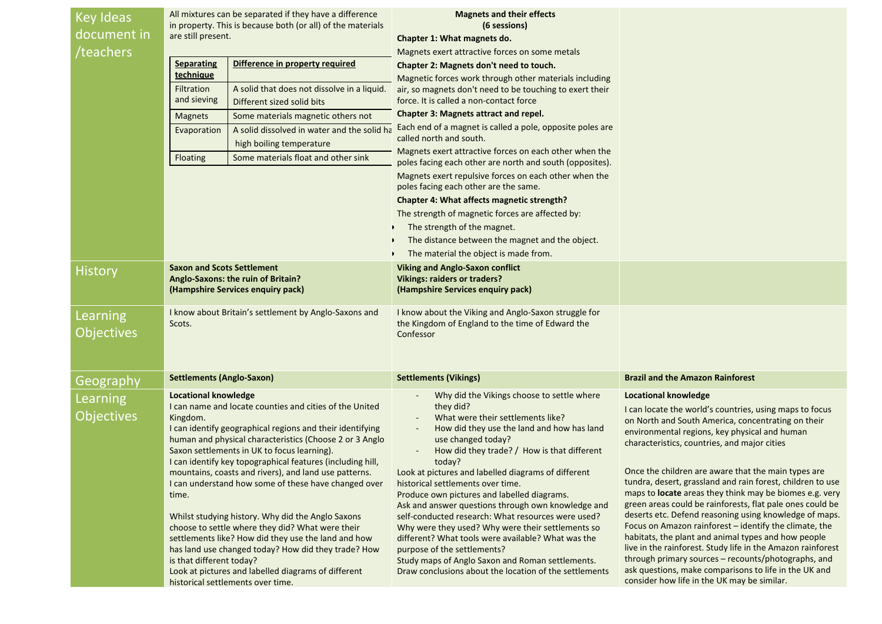| | | | |
|---|---|---|---|
| Key Ideas document in /teachers | All mixtures can be separated if they have a difference in property. This is because both (or all) of the materials are still present.<br><br>**Separating technique** – **Difference in property required**<br>Filtration and sieving – A solid that does not dissolve in a liquid. Different sized solid bits<br>Magnets – Some materials magnetic others not<br>Evaporation – A solid dissolved in water and the solid ha high boiling temperature<br>Floating – Some materials float and other sink | **Magnets and their effects (6 sessions)**<br>**Chapter 1: What magnets do.**<br>Magnets exert attractive forces on some metals<br>**Chapter 2: Magnets don't need to touch.**<br>Magnetic forces work through other materials including air, so magnets don't need to be touching to exert their force. It is called a non-contact force<br>**Chapter 3: Magnets attract and repel.**<br>Each end of a magnet is called a pole, opposite poles are called north and south.<br>Magnets exert attractive forces on each other when the poles facing each other are north and south (opposites).<br>Magnets exert repulsive forces on each other when the poles facing each other are the same.<br>**Chapter 4: What affects magnetic strength?**<br>The strength of magnetic forces are affected by:<br>• The strength of the magnet.<br>• The distance between the magnet and the object.<br>• The material the object is made from. | |
| History | **Saxon and Scots Settlement**<br>**Anglo-Saxons: the ruin of Britain?**<br>**(Hampshire Services enquiry pack)** | **Viking and Anglo-Saxon conflict**<br>**Vikings: raiders or traders?**<br>**(Hampshire Services enquiry pack)** | |
| Learning Objectives | I know about Britain's settlement by Anglo-Saxons and Scots. | I know about the Viking and Anglo-Saxon struggle for the Kingdom of England to the time of Edward the Confessor | |
| Geography | **Settlements (Anglo-Saxon)** | **Settlements (Vikings)** | **Brazil and the Amazon Rainforest** |
| Learning Objectives | **Locational knowledge**<br>I can name and locate counties and cities of the United Kingdom.<br>I can identify geographical regions and their identifying human and physical characteristics (Choose 2 or 3 Anglo Saxon settlements in UK to focus learning).<br>I can identify key topographical features (including hill, mountains, coasts and rivers), and land use patterns.<br>I can understand how some of these have changed over time.<br><br>Whilst studying history. Why did the Anglo Saxons choose to settle where they did? What were their settlements like? How did they use the land and how has land use changed today? How did they trade? How is that different today?<br>Look at pictures and labelled diagrams of different historical settlements over time. | - Why did the Vikings choose to settle where they did?<br>- What were their settlements like?<br>- How did they use the land and how has land use changed today?<br>- How did they trade? / How is that different today?<br>Look at pictures and labelled diagrams of different historical settlements over time.<br>Produce own pictures and labelled diagrams.<br>Ask and answer questions through own knowledge and self-conducted research: What resources were used? Why were they used? Why were their settlements so different? What tools were available? What was the purpose of the settlements?<br>Study maps of Anglo Saxon and Roman settlements. Draw conclusions about the location of the settlements | **Locational knowledge**<br>I can locate the world's countries, using maps to focus on North and South America, concentrating on their environmental regions, key physical and human characteristics, countries, and major cities<br><br>Once the children are aware that the main types are tundra, desert, grassland and rain forest, children to use maps to **locate** areas they think may be biomes e.g. very green areas could be rainforests, flat pale ones could be deserts etc. Defend reasoning using knowledge of maps. Focus on Amazon rainforest – identify the climate, the habitats, the plant and animal types and how people live in the rainforest. Study life in the Amazon rainforest through primary sources – recounts/photographs, and ask questions, make comparisons to life in the UK and consider how life in the UK may be similar. |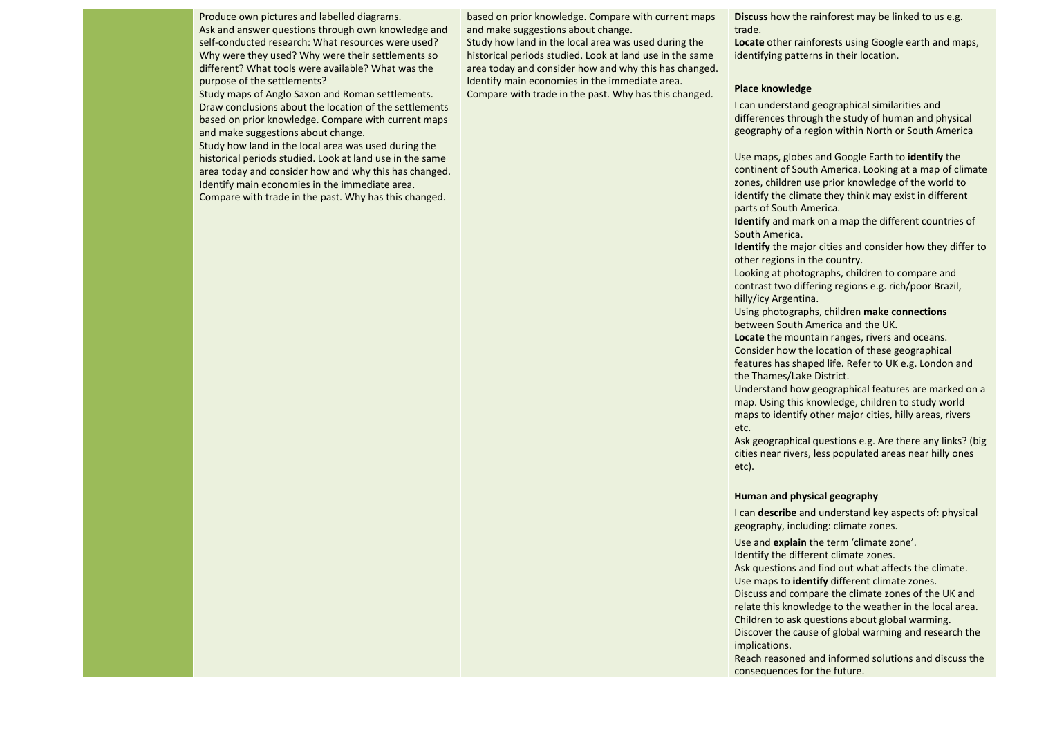| | | | |
|---|---|---|---|
| | Produce own pictures and labelled diagrams.<br>Ask and answer questions through own knowledge and self-conducted research: What resources were used? Why were they used? Why were their settlements so different? What tools were available? What was the purpose of the settlements?<br>Study maps of Anglo Saxon and Roman settlements. Draw conclusions about the location of the settlements based on prior knowledge. Compare with current maps and make suggestions about change.<br>Study how land in the local area was used during the historical periods studied. Look at land use in the same area today and consider how and why this has changed.<br>Identify main economies in the immediate area.<br>Compare with trade in the past. Why has this changed. | based on prior knowledge. Compare with current maps and make suggestions about change.<br>Study how land in the local area was used during the historical periods studied. Look at land use in the same area today and consider how and why this has changed.<br>Identify main economies in the immediate area.<br>Compare with trade in the past. Why has this changed. | **Discuss** how the rainforest may be linked to us e.g. trade.<br>**Locate** other rainforests using Google earth and maps, identifying patterns in their location.<br><br>**Place knowledge**<br>I can understand geographical similarities and differences through the study of human and physical geography of a region within North or South America<br><br>Use maps, globes and Google Earth to **identify** the continent of South America. Looking at a map of climate zones, children use prior knowledge of the world to identify the climate they think may exist in different parts of South America.<br>**Identify** and mark on a map the different countries of South America.<br>**Identify** the major cities and consider how they differ to other regions in the country.<br>Looking at photographs, children to compare and contrast two differing regions e.g. rich/poor Brazil, hilly/icy Argentina.<br>Using photographs, children **make connections** between South America and the UK.<br>**Locate** the mountain ranges, rivers and oceans. Consider how the location of these geographical features has shaped life. Refer to UK e.g. London and the Thames/Lake District.<br>Understand how geographical features are marked on a map. Using this knowledge, children to study world maps to identify other major cities, hilly areas, rivers etc.<br>Ask geographical questions e.g. Are there any links? (big cities near rivers, less populated areas near hilly ones etc).<br><br>**Human and physical geography**<br>I can **describe** and understand key aspects of: physical geography, including: climate zones.<br><br>Use and **explain** the term 'climate zone'.<br>Identify the different climate zones.<br>Ask questions and find out what affects the climate.<br>Use maps to **identify** different climate zones.<br>Discuss and compare the climate zones of the UK and relate this knowledge to the weather in the local area.<br>Children to ask questions about global warming.<br>Discover the cause of global warming and research the implications.<br>Reach reasoned and informed solutions and discuss the consequences for the future. |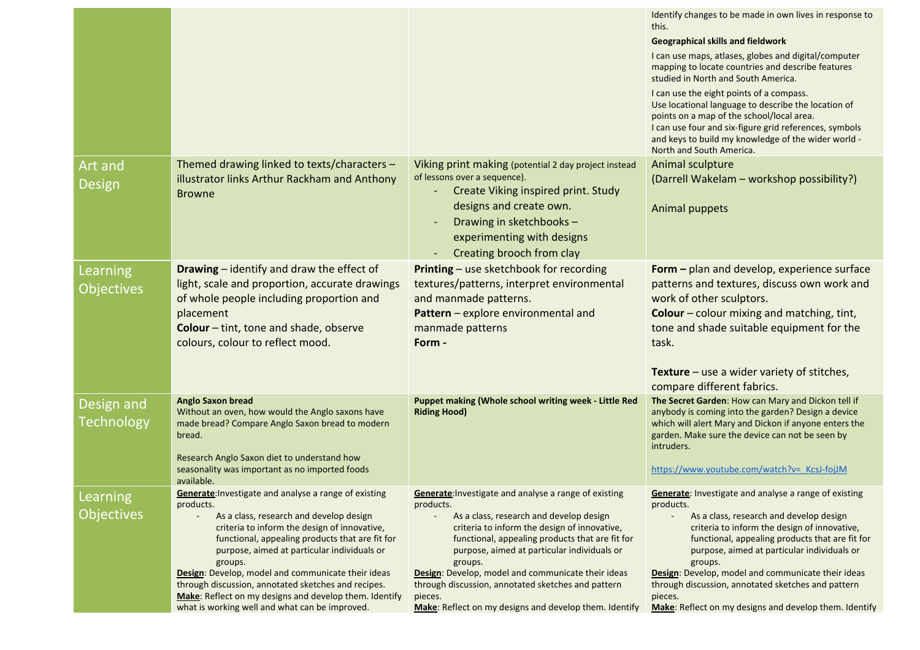| | | | |
|---|---|---|---|
| | | | Identify changes to be made in own lives in response to this.<br>**Geographical skills and fieldwork**<br>I can use maps, atlases, globes and digital/computer mapping to locate countries and describe features studied in North and South America.<br>I can use the eight points of a compass.<br>Use locational language to describe the location of points on a map of the school/local area.<br>I can use four and six-figure grid references, symbols and keys to build my knowledge of the wider world - North and South America. |
| Art and Design | Themed drawing linked to texts/characters – illustrator links Arthur Rackham and Anthony Browne | Viking print making (potential 2 day project instead of lessons over a sequence).<br>- Create Viking inspired print. Study designs and create own.<br>- Drawing in sketchbooks – experimenting with designs<br>- Creating brooch from clay | Animal sculpture<br>(Darrell Wakelam – workshop possibility?)<br><br>Animal puppets |
| Learning Objectives | **Drawing** – identify and draw the effect of light, scale and proportion, accurate drawings of whole people including proportion and placement<br>**Colour** – tint, tone and shade, observe colours, colour to reflect mood. | **Printing** – use sketchbook for recording textures/patterns, interpret environmental and manmade patterns.<br>**Pattern** – explore environmental and manmade patterns<br>**Form -** | **Form –** plan and develop, experience surface patterns and textures, discuss own work and work of other sculptors.<br>**Colour** – colour mixing and matching, tint, tone and shade suitable equipment for the task.<br><br>**Texture** – use a wider variety of stitches, compare different fabrics. |
| Design and Technology | **Anglo Saxon bread**<br>Without an oven, how would the Anglo saxons have made bread? Compare Anglo Saxon bread to modern bread.<br><br>Research Anglo Saxon diet to understand how seasonality was important as no imported foods available. | **Puppet making (Whole school writing week - Little Red Riding Hood)** | **The Secret Garden**: How can Mary and Dickon tell if anybody is coming into the garden? Design a device which will alert Mary and Dickon if anyone enters the garden. Make sure the device can not be seen by intruders.<br><br>https://www.youtube.com/watch?v=_KcsJ-fojJM |
| Learning Objectives | **Generate**:Investigate and analyse a range of existing products.<br>- As a class, research and develop design criteria to inform the design of innovative, functional, appealing products that are fit for purpose, aimed at particular individuals or groups.<br>**Design**: Develop, model and communicate their ideas through discussion, annotated sketches and recipes.<br>**Make**: Reflect on my designs and develop them. Identify what is working well and what can be improved. | **Generate**:Investigate and analyse a range of existing products.<br>- As a class, research and develop design criteria to inform the design of innovative, functional, appealing products that are fit for purpose, aimed at particular individuals or groups.<br>**Design**: Develop, model and communicate their ideas through discussion, annotated sketches and pattern pieces.<br>**Make**: Reflect on my designs and develop them. Identify | **Generate**: Investigate and analyse a range of existing products.<br>- As a class, research and develop design criteria to inform the design of innovative, functional, appealing products that are fit for purpose, aimed at particular individuals or groups.<br>**Design**: Develop, model and communicate their ideas through discussion, annotated sketches and pattern pieces.<br>**Make**: Reflect on my designs and develop them. Identify |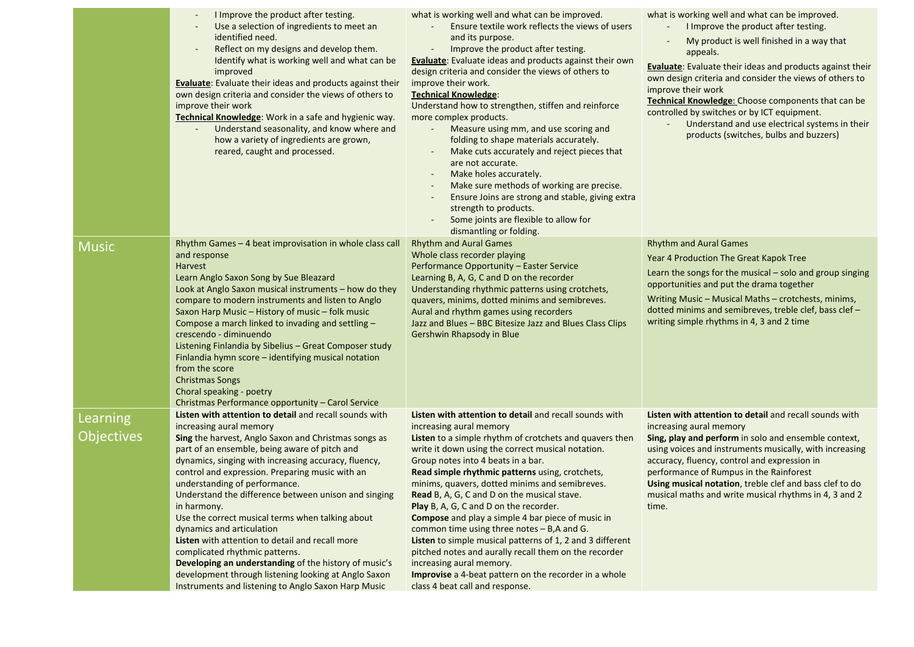| | | | |
|---|---|---|---|
| | - I Improve the product after testing.<br>- Use a selection of ingredients to meet an identified need.<br>- Reflect on my designs and develop them. Identify what is working well and what can be improved<br>**Evaluate**: Evaluate their ideas and products against their own design criteria and consider the views of others to improve their work<br>**Technical Knowledge**: Work in a safe and hygienic way.<br>- Understand seasonality, and know where and how a variety of ingredients are grown, reared, caught and processed. | what is working well and what can be improved.<br>- Ensure textile work reflects the views of users and its purpose.<br>- Improve the product after testing.<br>**Evaluate**: Evaluate ideas and products against their own design criteria and consider the views of others to improve their work.<br>**Technical Knowledge**:<br>Understand how to strengthen, stiffen and reinforce more complex products.<br>- Measure using mm, and use scoring and folding to shape materials accurately.<br>- Make cuts accurately and reject pieces that are not accurate.<br>- Make holes accurately.<br>- Make sure methods of working are precise.<br>- Ensure Joins are strong and stable, giving extra strength to products.<br>- Some joints are flexible to allow for dismantling or folding. | what is working well and what can be improved.<br>- I Improve the product after testing.<br>- My product is well finished in a way that appeals.<br>**Evaluate**: Evaluate their ideas and products against their own design criteria and consider the views of others to improve their work<br>**Technical Knowledge**: Choose components that can be controlled by switches or by ICT equipment.<br>- Understand and use electrical systems in their products (switches, bulbs and buzzers) |
| Music | Rhythm Games – 4 beat improvisation in whole class call and response<br>Harvest<br>Learn Anglo Saxon Song by Sue Bleazard<br>Look at Anglo Saxon musical instruments – how do they compare to modern instruments and listen to Anglo Saxon Harp Music – History of music – folk music<br>Compose a march linked to invading and settling – crescendo - diminuendo<br>Listening Finlandia by Sibelius – Great Composer study<br>Finlandia hymn score – identifying musical notation from the score<br>Christmas Songs<br>Choral speaking - poetry<br>Christmas Performance opportunity – Carol Service | Rhythm and Aural Games<br>Whole class recorder playing<br>Performance Opportunity – Easter Service<br>Learning B, A, G, C and D on the recorder<br>Understanding rhythmic patterns using crotchets, quavers, minims, dotted minims and semibreves.<br>Aural and rhythm games using recorders<br>Jazz and Blues – BBC Bitesize Jazz and Blues Class Clips<br>Gershwin Rhapsody in Blue | Rhythm and Aural Games<br>Year 4 Production The Great Kapok Tree<br>Learn the songs for the musical – solo and group singing opportunities and put the drama together<br>Writing Music – Musical Maths – crotchests, minims, dotted minims and semibreves, treble clef, bass clef – writing simple rhythms in 4, 3 and 2 time |
| Learning Objectives | **Listen with attention to detail** and recall sounds with increasing aural memory<br>**Sing** the harvest, Anglo Saxon and Christmas songs as part of an ensemble, being aware of pitch and dynamics, singing with increasing accuracy, fluency, control and expression. Preparing music with an understanding of performance.<br>Understand the difference between unison and singing in harmony.<br>Use the correct musical terms when talking about dynamics and articulation<br>**Listen** with attention to detail and recall more complicated rhythmic patterns.<br>**Developing an understanding** of the history of music's development through listening looking at Anglo Saxon Instruments and listening to Anglo Saxon Harp Music | **Listen with attention to detail** and recall sounds with increasing aural memory<br>**Listen** to a simple rhythm of crotchets and quavers then write it down using the correct musical notation.<br>Group notes into 4 beats in a bar.<br>**Read simple rhythmic patterns** using, crotchets, minims, quavers, dotted minims and semibreves.<br>**Read** B, A, G, C and D on the musical stave.<br>**Play** B, A, G, C and D on the recorder.<br>**Compose** and play a simple 4 bar piece of music in common time using three notes – B,A and G.<br>**Listen** to simple musical patterns of 1, 2 and 3 different pitched notes and aurally recall them on the recorder increasing aural memory.<br>**Improvise** a 4-beat pattern on the recorder in a whole class 4 beat call and response. | **Listen with attention to detail** and recall sounds with increasing aural memory<br>**Sing, play and perform** in solo and ensemble context, using voices and instruments musically, with increasing accuracy, fluency, control and expression in performance of Rumpus in the Rainforest<br>**Using musical notation**, treble clef and bass clef to do musical maths and write musical rhythms in 4, 3 and 2 time. |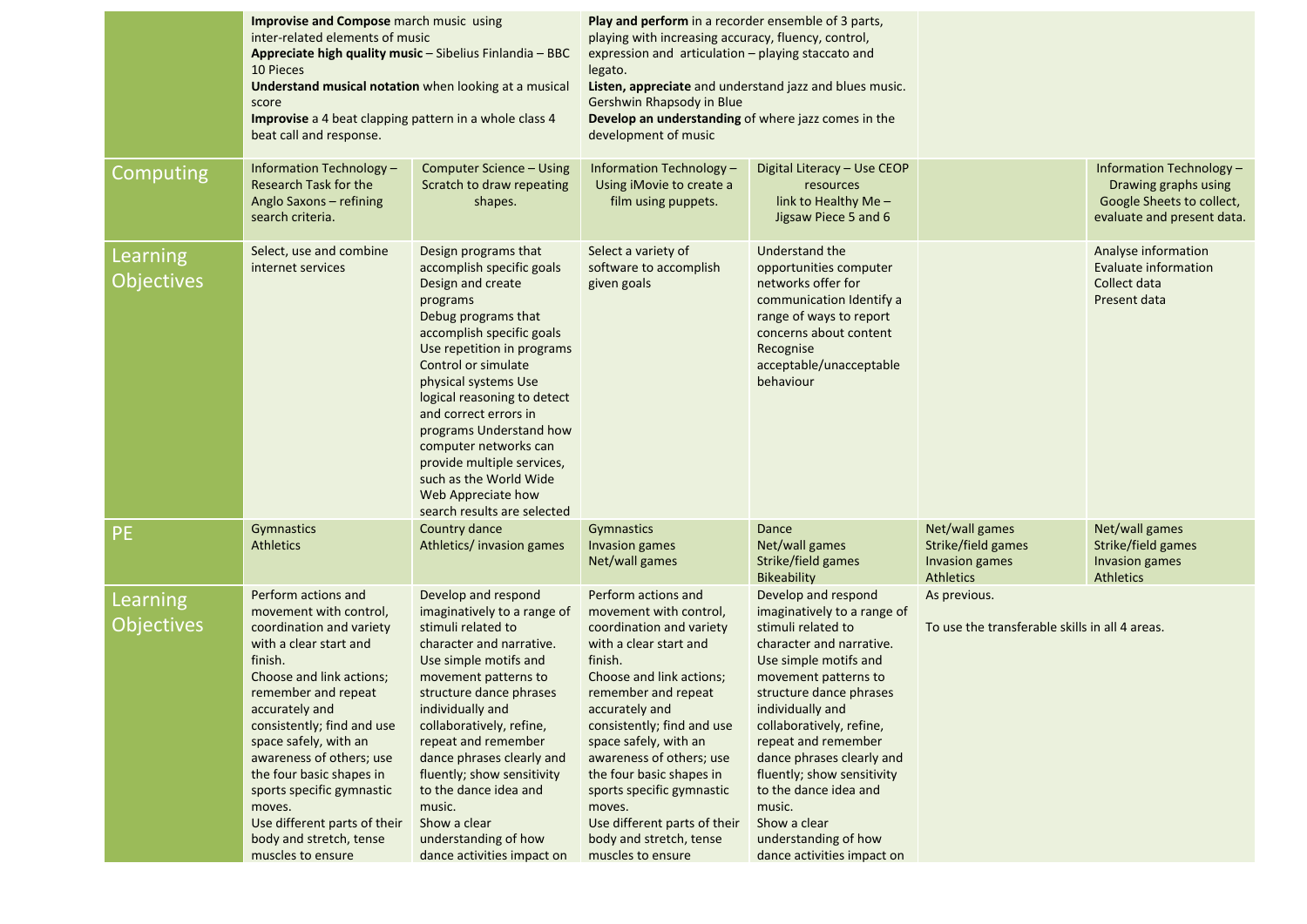| | | | | | | |
|---|---|---|---|---|---|---|
| | **Improvise and Compose** march music using inter-related elements of music<br>**Appreciate high quality music** – Sibelius Finlandia – BBC 10 Pieces<br>**Understand musical notation** when looking at a musical score<br>**Improvise** a 4 beat clapping pattern in a whole class 4 beat call and response. | | **Play and perform** in a recorder ensemble of 3 parts, playing with increasing accuracy, fluency, control, expression and articulation – playing staccato and legato.<br>**Listen, appreciate** and understand jazz and blues music. Gershwin Rhapsody in Blue<br>**Develop an understanding** of where jazz comes in the development of music | | | |
| Computing | Information Technology – Research Task for the Anglo Saxons – refining search criteria. | Computer Science – Using Scratch to draw repeating shapes. | Information Technology – Using iMovie to create a film using puppets. | Digital Literacy – Use CEOP resources link to Healthy Me – Jigsaw Piece 5 and 6 | | Information Technology – Drawing graphs using Google Sheets to collect, evaluate and present data. |
| Learning Objectives | Select, use and combine internet services | Design programs that accomplish specific goals<br>Design and create programs<br>Debug programs that accomplish specific goals<br>Use repetition in programs<br>Control or simulate physical systems Use logical reasoning to detect and correct errors in programs Understand how computer networks can provide multiple services, such as the World Wide Web Appreciate how search results are selected | Select a variety of software to accomplish given goals | Understand the opportunities computer networks offer for communication Identify a range of ways to report concerns about content Recognise acceptable/unacceptable behaviour | | Analyse information<br>Evaluate information<br>Collect data<br>Present data |
| PE | Gymnastics<br>Athletics | Country dance<br>Athletics/ invasion games | Gymnastics<br>Invasion games<br>Net/wall games | Dance<br>Net/wall games<br>Strike/field games<br>Bikeability | Net/wall games<br>Strike/field games<br>Invasion games<br>Athletics | Net/wall games<br>Strike/field games<br>Invasion games<br>Athletics |
| Learning Objectives | Perform actions and movement with control, coordination and variety with a clear start and finish.<br>Choose and link actions; remember and repeat accurately and consistently; find and use space safely, with an awareness of others; use the four basic shapes in sports specific gymnastic moves.<br>Use different parts of their body and stretch, tense muscles to ensure | Develop and respond imaginatively to a range of stimuli related to character and narrative.<br>Use simple motifs and movement patterns to structure dance phrases individually and collaboratively, refine, repeat and remember dance phrases clearly and fluently; show sensitivity to the dance idea and music.<br>Show a clear understanding of how dance activities impact on | Perform actions and movement with control, coordination and variety with a clear start and finish.<br>Choose and link actions; remember and repeat accurately and consistently; find and use space safely, with an awareness of others; use the four basic shapes in sports specific gymnastic moves.<br>Use different parts of their body and stretch, tense muscles to ensure | Develop and respond imaginatively to a range of stimuli related to character and narrative.<br>Use simple motifs and movement patterns to structure dance phrases individually and collaboratively, refine, repeat and remember dance phrases clearly and fluently; show sensitivity to the dance idea and music.<br>Show a clear understanding of how dance activities impact on | As previous.<br><br>To use the transferable skills in all 4 areas. | |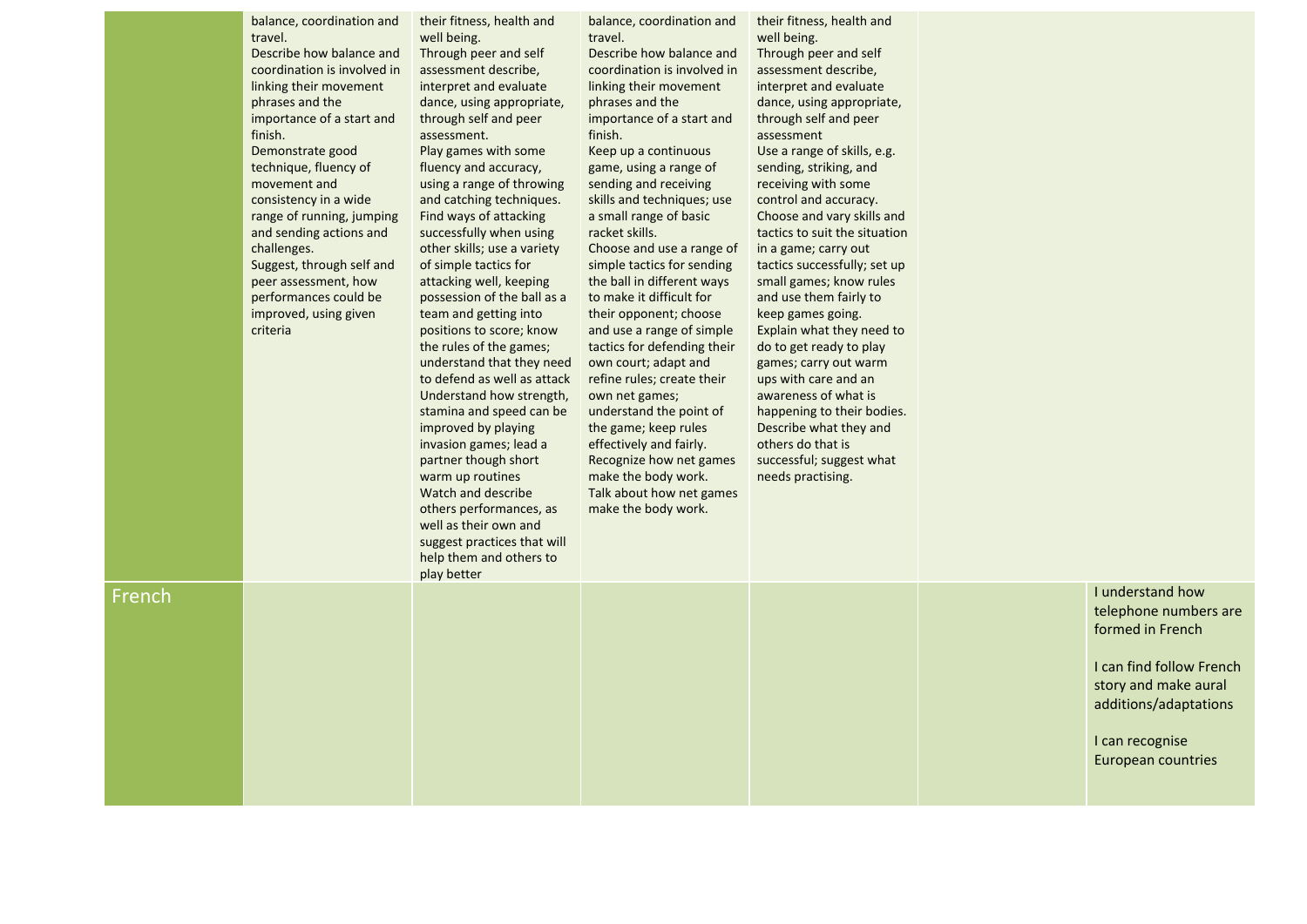| | | | | | | |
|---|---|---|---|---|---|---|
| | balance, coordination and travel.<br>Describe how balance and coordination is involved in linking their movement phrases and the importance of a start and finish.<br>Demonstrate good technique, fluency of movement and consistency in a wide range of running, jumping and sending actions and challenges.<br>Suggest, through self and peer assessment, how performances could be improved, using given criteria | their fitness, health and well being.<br>Through peer and self assessment describe, interpret and evaluate dance, using appropriate, through self and peer assessment.<br>Play games with some fluency and accuracy, using a range of throwing and catching techniques.<br>Find ways of attacking successfully when using other skills; use a variety of simple tactics for attacking well, keeping possession of the ball as a team and getting into positions to score; know the rules of the games; understand that they need to defend as well as attack<br>Understand how strength, stamina and speed can be improved by playing invasion games; lead a partner though short warm up routines<br>Watch and describe others performances, as well as their own and suggest practices that will help them and others to play better | balance, coordination and travel.<br>Describe how balance and coordination is involved in linking their movement phrases and the importance of a start and finish.<br>Keep up a continuous game, using a range of sending and receiving skills and techniques; use a small range of basic racket skills.<br>Choose and use a range of simple tactics for sending the ball in different ways to make it difficult for their opponent; choose and use a range of simple tactics for defending their own court; adapt and refine rules; create their own net games; understand the point of the game; keep rules effectively and fairly.<br>Recognize how net games make the body work.<br>Talk about how net games make the body work. | their fitness, health and well being.<br>Through peer and self assessment describe, interpret and evaluate dance, using appropriate, through self and peer assessment<br>Use a range of skills, e.g. sending, striking, and receiving with some control and accuracy.<br>Choose and vary skills and tactics to suit the situation in a game; carry out tactics successfully; set up small games; know rules and use them fairly to keep games going.<br>Explain what they need to do to get ready to play games; carry out warm ups with care and an awareness of what is happening to their bodies.<br>Describe what they and others do that is successful; suggest what needs practising. | | |
| French | | | | | | I understand how telephone numbers are formed in French<br><br>I can find follow French story and make aural additions/adaptations<br><br>I can recognise European countries |